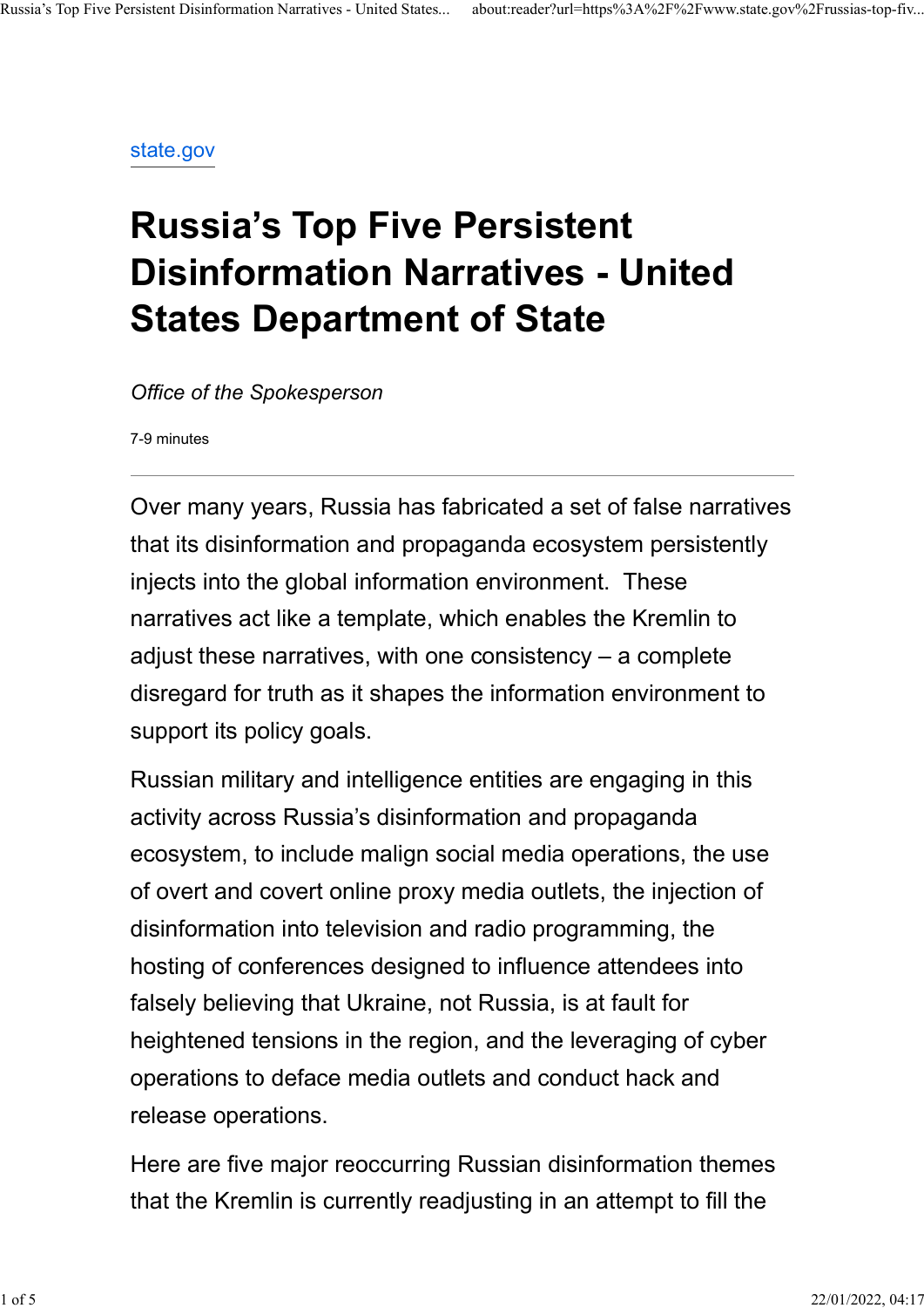state.gov

# Russia's Top Five Persistent Disinformation Narratives - United States Department of State

*Office of the Spokesperson*

7-9 minutes

---

Over many years, Russia has fabricated a set of false narratives that its disinformation and propaganda ecosystem persistently injects into the global information environment.  These narratives act like a template, which enables the Kremlin to adjust these narratives, with one consistency – a complete disregard for truth as it shapes the information environment to support its policy goals.

Russian military and intelligence entities are engaging in this activity across Russia's disinformation and propaganda ecosystem, to include malign social media operations, the use of overt and covert online proxy media outlets, the injection of disinformation into television and radio programming, the hosting of conferences designed to influence attendees into falsely believing that Ukraine, not Russia, is at fault for heightened tensions in the region, and the leveraging of cyber operations to deface media outlets and conduct hack and release operations.

Here are five major reoccurring Russian disinformation themes that the Kremlin is currently readjusting in an attempt to fill the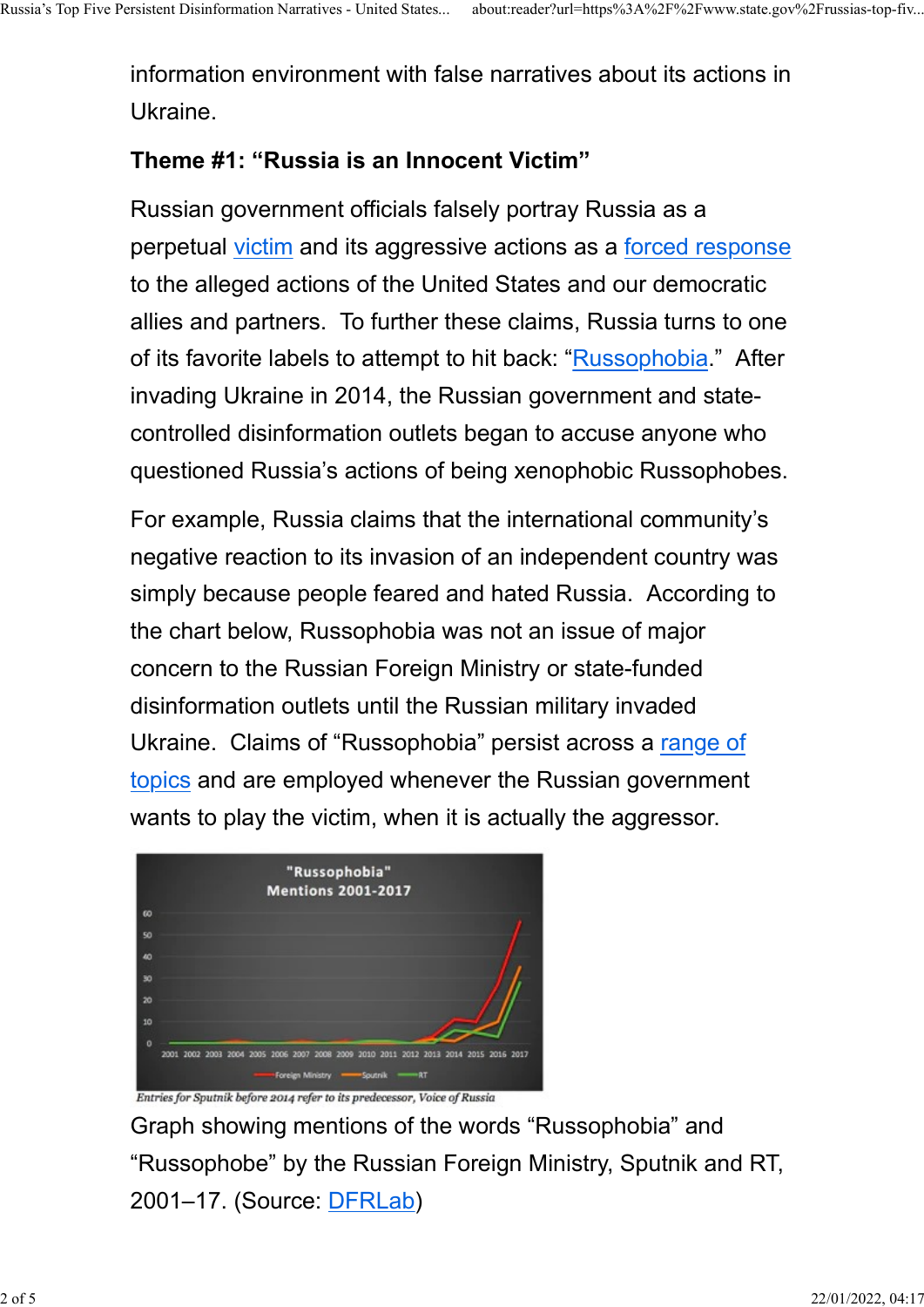information environment with false narratives about its actions in Ukraine.

**Theme #1: "Russia is an Innocent Victim"**

Russian government officials falsely portray Russia as a perpetual victim and its aggressive actions as a forced response to the alleged actions of the United States and our democratic allies and partners. To further these claims, Russia turns to one of its favorite labels to attempt to hit back: "Russophobia." After invading Ukraine in 2014, the Russian government and state-controlled disinformation outlets began to accuse anyone who questioned Russia's actions of being xenophobic Russophobes.

For example, Russia claims that the international community's negative reaction to its invasion of an independent country was simply because people feared and hated Russia. According to the chart below, Russophobia was not an issue of major concern to the Russian Foreign Ministry or state-funded disinformation outlets until the Russian military invaded Ukraine. Claims of "Russophobia" persist across a range of topics and are employed whenever the Russian government wants to play the victim, when it is actually the aggressor.

*Entries for Sputnik before 2014 refer to its predecessor, Voice of Russia*

Graph showing mentions of the words "Russophobia" and "Russophobe" by the Russian Foreign Ministry, Sputnik and RT, 2001–17. (Source: DFRLab)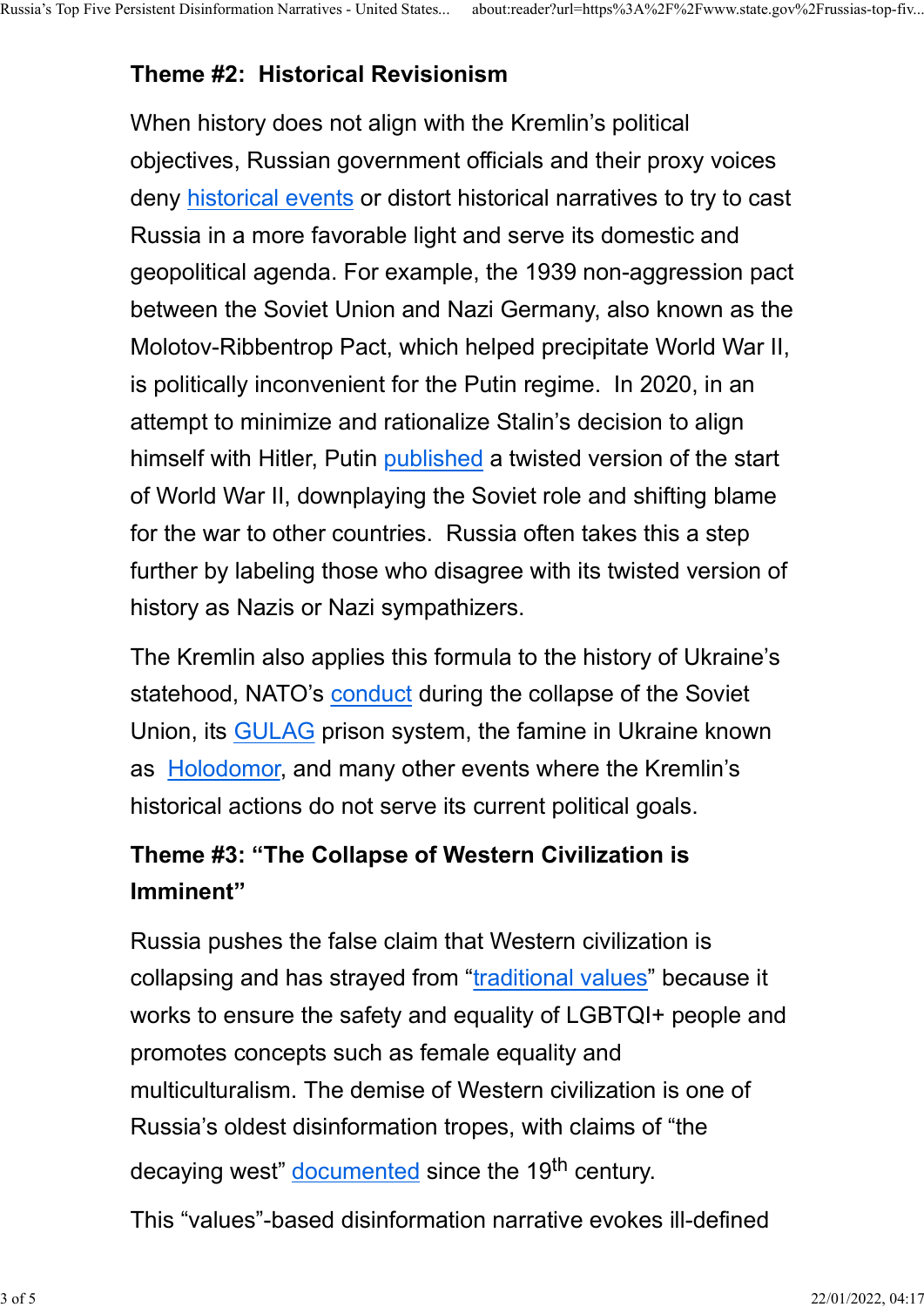### Theme #2: Historical Revisionism

When history does not align with the Kremlin's political objectives, Russian government officials and their proxy voices deny historical events or distort historical narratives to try to cast Russia in a more favorable light and serve its domestic and geopolitical agenda. For example, the 1939 non-aggression pact between the Soviet Union and Nazi Germany, also known as the Molotov-Ribbentrop Pact, which helped precipitate World War II, is politically inconvenient for the Putin regime. In 2020, in an attempt to minimize and rationalize Stalin's decision to align himself with Hitler, Putin published a twisted version of the start of World War II, downplaying the Soviet role and shifting blame for the war to other countries. Russia often takes this a step further by labeling those who disagree with its twisted version of history as Nazis or Nazi sympathizers.

The Kremlin also applies this formula to the history of Ukraine's statehood, NATO's conduct during the collapse of the Soviet Union, its GULAG prison system, the famine in Ukraine known as Holodomor, and many other events where the Kremlin's historical actions do not serve its current political goals.

### Theme #3: "The Collapse of Western Civilization is Imminent"

Russia pushes the false claim that Western civilization is collapsing and has strayed from "traditional values" because it works to ensure the safety and equality of LGBTQI+ people and promotes concepts such as female equality and multiculturalism. The demise of Western civilization is one of Russia's oldest disinformation tropes, with claims of "the decaying west" documented since the 19th century.

This "values"-based disinformation narrative evokes ill-defined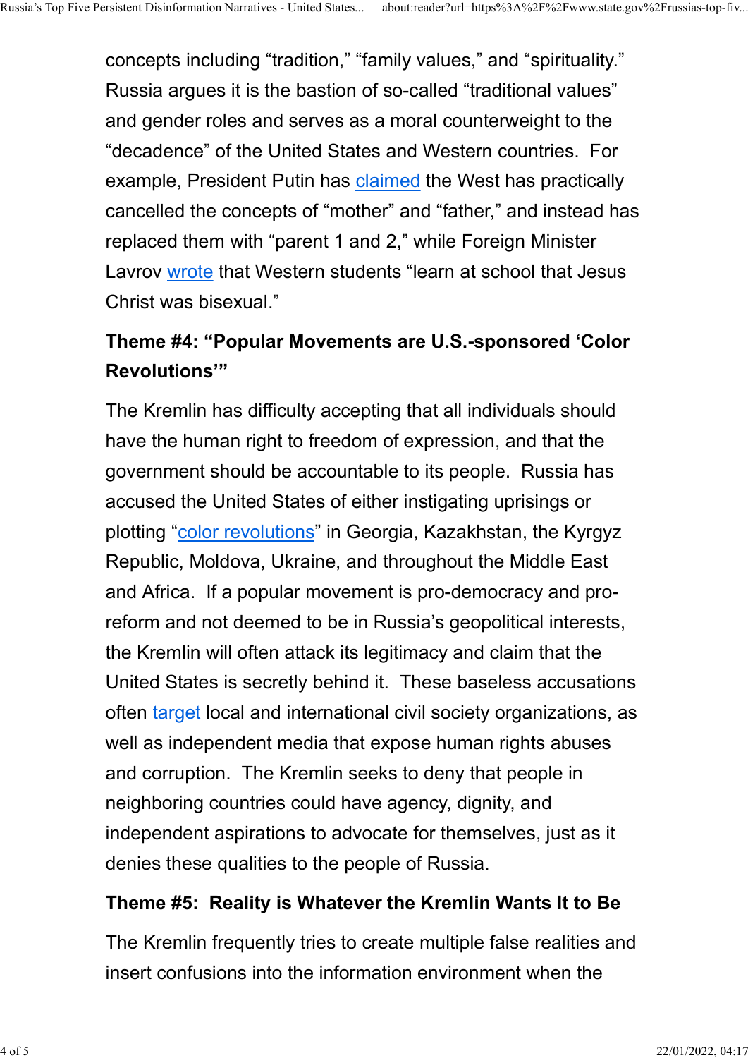concepts including “tradition,” “family values,” and “spirituality.” Russia argues it is the bastion of so-called “traditional values” and gender roles and serves as a moral counterweight to the “decadence” of the United States and Western countries. For example, President Putin has claimed the West has practically cancelled the concepts of “mother” and “father,” and instead has replaced them with “parent 1 and 2,” while Foreign Minister Lavrov wrote that Western students “learn at school that Jesus Christ was bisexual.”

### Theme #4: “Popular Movements are U.S.-sponsored ‘Color Revolutions’”

The Kremlin has difficulty accepting that all individuals should have the human right to freedom of expression, and that the government should be accountable to its people. Russia has accused the United States of either instigating uprisings or plotting “color revolutions” in Georgia, Kazakhstan, the Kyrgyz Republic, Moldova, Ukraine, and throughout the Middle East and Africa. If a popular movement is pro-democracy and pro-reform and not deemed to be in Russia’s geopolitical interests, the Kremlin will often attack its legitimacy and claim that the United States is secretly behind it. These baseless accusations often target local and international civil society organizations, as well as independent media that expose human rights abuses and corruption. The Kremlin seeks to deny that people in neighboring countries could have agency, dignity, and independent aspirations to advocate for themselves, just as it denies these qualities to the people of Russia.

### Theme #5: Reality is Whatever the Kremlin Wants It to Be

The Kremlin frequently tries to create multiple false realities and insert confusions into the information environment when the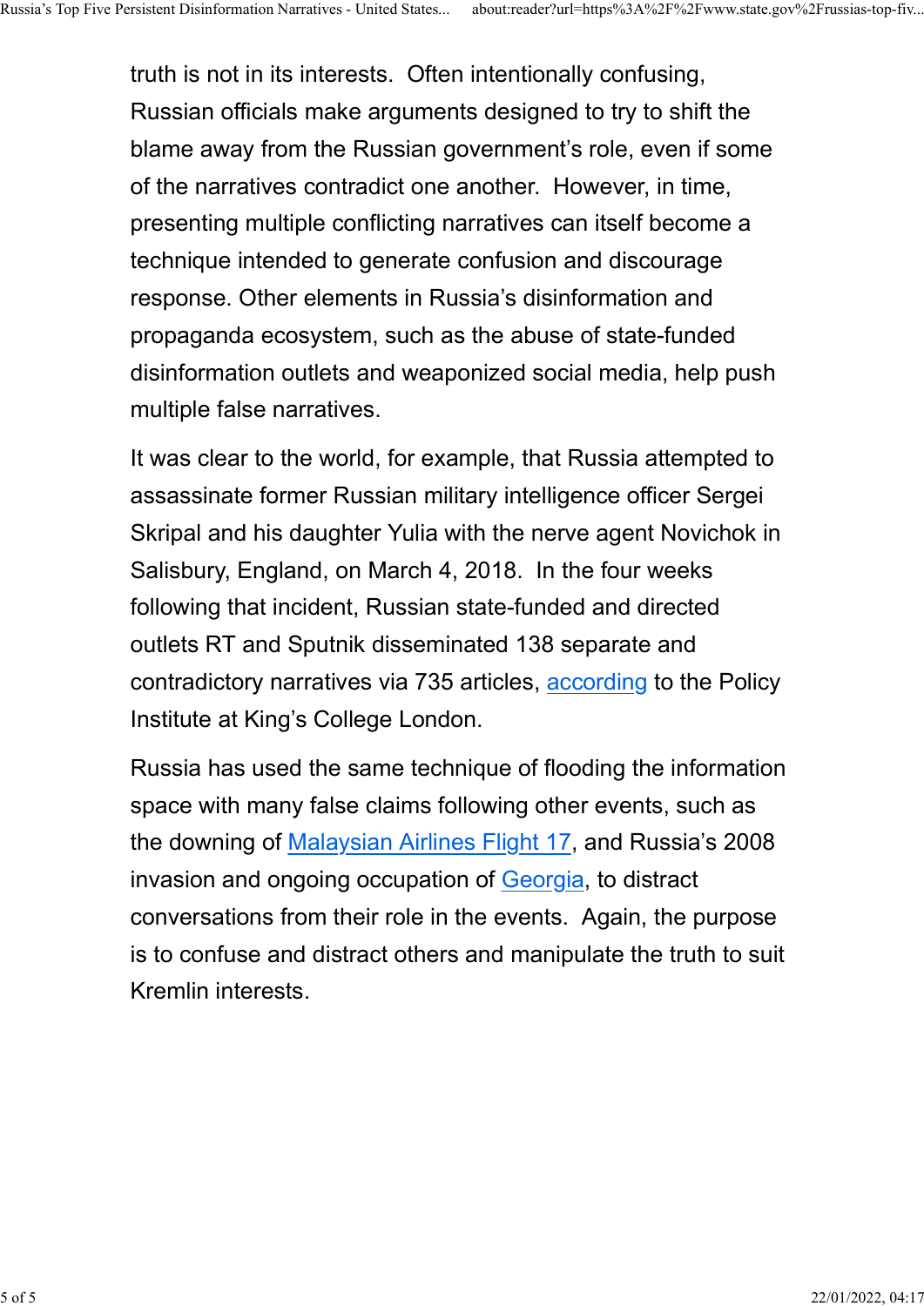truth is not in its interests. Often intentionally confusing, Russian officials make arguments designed to try to shift the blame away from the Russian government's role, even if some of the narratives contradict one another. However, in time, presenting multiple conflicting narratives can itself become a technique intended to generate confusion and discourage response. Other elements in Russia's disinformation and propaganda ecosystem, such as the abuse of state-funded disinformation outlets and weaponized social media, help push multiple false narratives.

It was clear to the world, for example, that Russia attempted to assassinate former Russian military intelligence officer Sergei Skripal and his daughter Yulia with the nerve agent Novichok in Salisbury, England, on March 4, 2018. In the four weeks following that incident, Russian state-funded and directed outlets RT and Sputnik disseminated 138 separate and contradictory narratives via 735 articles, according to the Policy Institute at King's College London.

Russia has used the same technique of flooding the information space with many false claims following other events, such as the downing of Malaysian Airlines Flight 17, and Russia's 2008 invasion and ongoing occupation of Georgia, to distract conversations from their role in the events. Again, the purpose is to confuse and distract others and manipulate the truth to suit Kremlin interests.